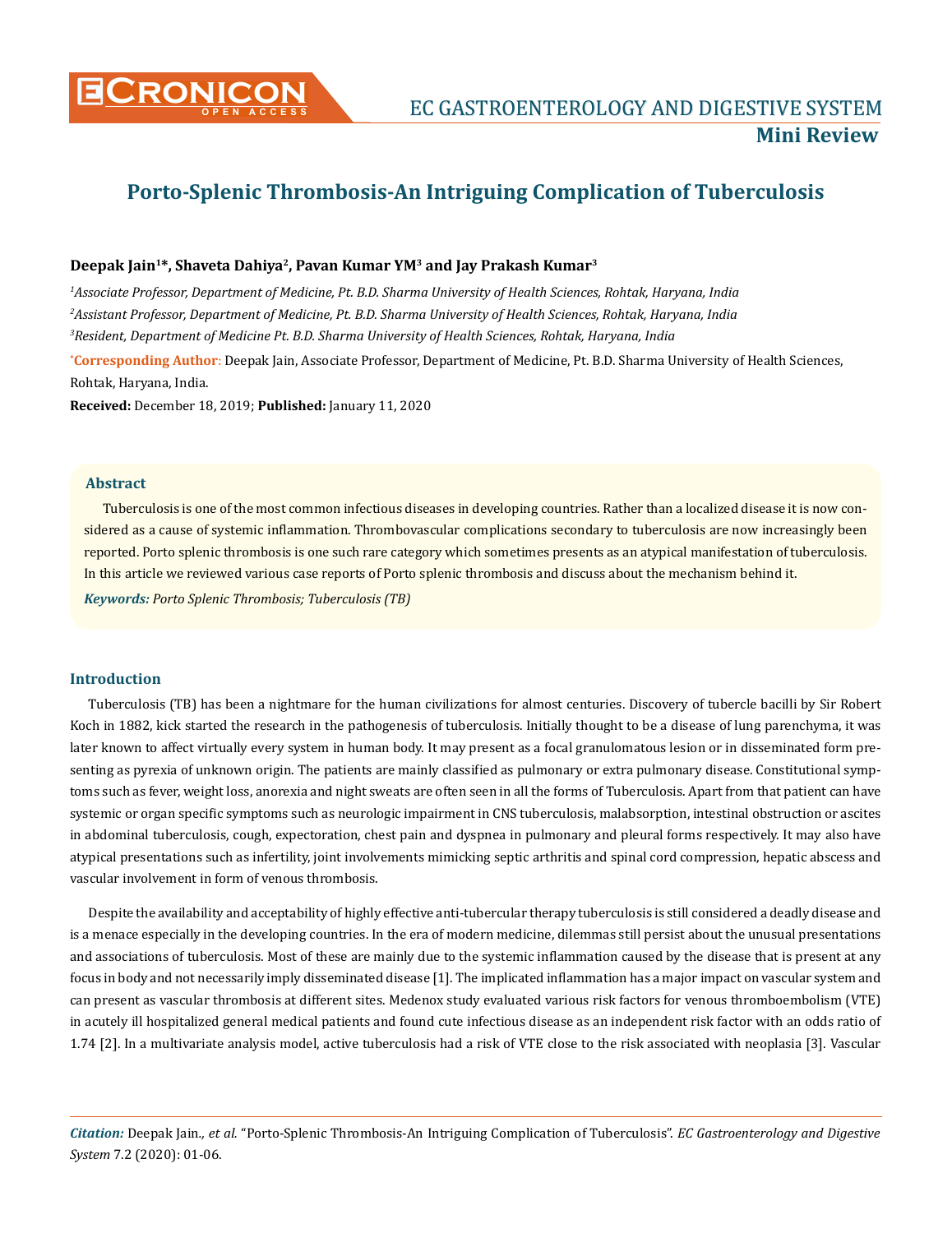# Porto-Splenic Thrombosis-An Intriguing Complication of Tuberculosis

**Deepak Jain[1]*, Shaveta Dahiya[2], Pavan Kumar YM[3] and Jay Prakash Kumar[3]**

*[1]Associate Professor, Department of Medicine, Pt. B.D. Sharma University of Health Sciences, Rohtak, Haryana, India*

*[2]Assistant Professor, Department of Medicine, Pt. B.D. Sharma University of Health Sciences, Rohtak, Haryana, India*

*[3]Resident, Department of Medicine Pt. B.D. Sharma University of Health Sciences, Rohtak, Haryana, India*

***Corresponding Author**: Deepak Jain, Associate Professor, Department of Medicine, Pt. B.D. Sharma University of Health Sciences, Rohtak, Haryana, India.

**Received:** December 18, 2019; **Published:** January 11, 2020

## Abstract

Tuberculosis is one of the most common infectious diseases in developing countries. Rather than a localized disease it is now considered as a cause of systemic inflammation. Thrombovascular complications secondary to tuberculosis are now increasingly been reported. Porto splenic thrombosis is one such rare category which sometimes presents as an atypical manifestation of tuberculosis. In this article we reviewed various case reports of Porto splenic thrombosis and discuss about the mechanism behind it.

***Keywords:*** *Porto Splenic Thrombosis; Tuberculosis (TB)*

## Introduction

Tuberculosis (TB) has been a nightmare for the human civilizations for almost centuries. Discovery of tubercle bacilli by Sir Robert Koch in 1882, kick started the research in the pathogenesis of tuberculosis. Initially thought to be a disease of lung parenchyma, it was later known to affect virtually every system in human body. It may present as a focal granulomatous lesion or in disseminated form presenting as pyrexia of unknown origin. The patients are mainly classified as pulmonary or extra pulmonary disease. Constitutional symptoms such as fever, weight loss, anorexia and night sweats are often seen in all the forms of Tuberculosis. Apart from that patient can have systemic or organ specific symptoms such as neurologic impairment in CNS tuberculosis, malabsorption, intestinal obstruction or ascites in abdominal tuberculosis, cough, expectoration, chest pain and dyspnea in pulmonary and pleural forms respectively. It may also have atypical presentations such as infertility, joint involvements mimicking septic arthritis and spinal cord compression, hepatic abscess and vascular involvement in form of venous thrombosis.

Despite the availability and acceptability of highly effective anti-tubercular therapy tuberculosis is still considered a deadly disease and is a menace especially in the developing countries. In the era of modern medicine, dilemmas still persist about the unusual presentations and associations of tuberculosis. Most of these are mainly due to the systemic inflammation caused by the disease that is present at any focus in body and not necessarily imply disseminated disease [1]. The implicated inflammation has a major impact on vascular system and can present as vascular thrombosis at different sites. Medenox study evaluated various risk factors for venous thromboembolism (VTE) in acutely ill hospitalized general medical patients and found cute infectious disease as an independent risk factor with an odds ratio of 1.74 [2]. In a multivariate analysis model, active tuberculosis had a risk of VTE close to the risk associated with neoplasia [3]. Vascular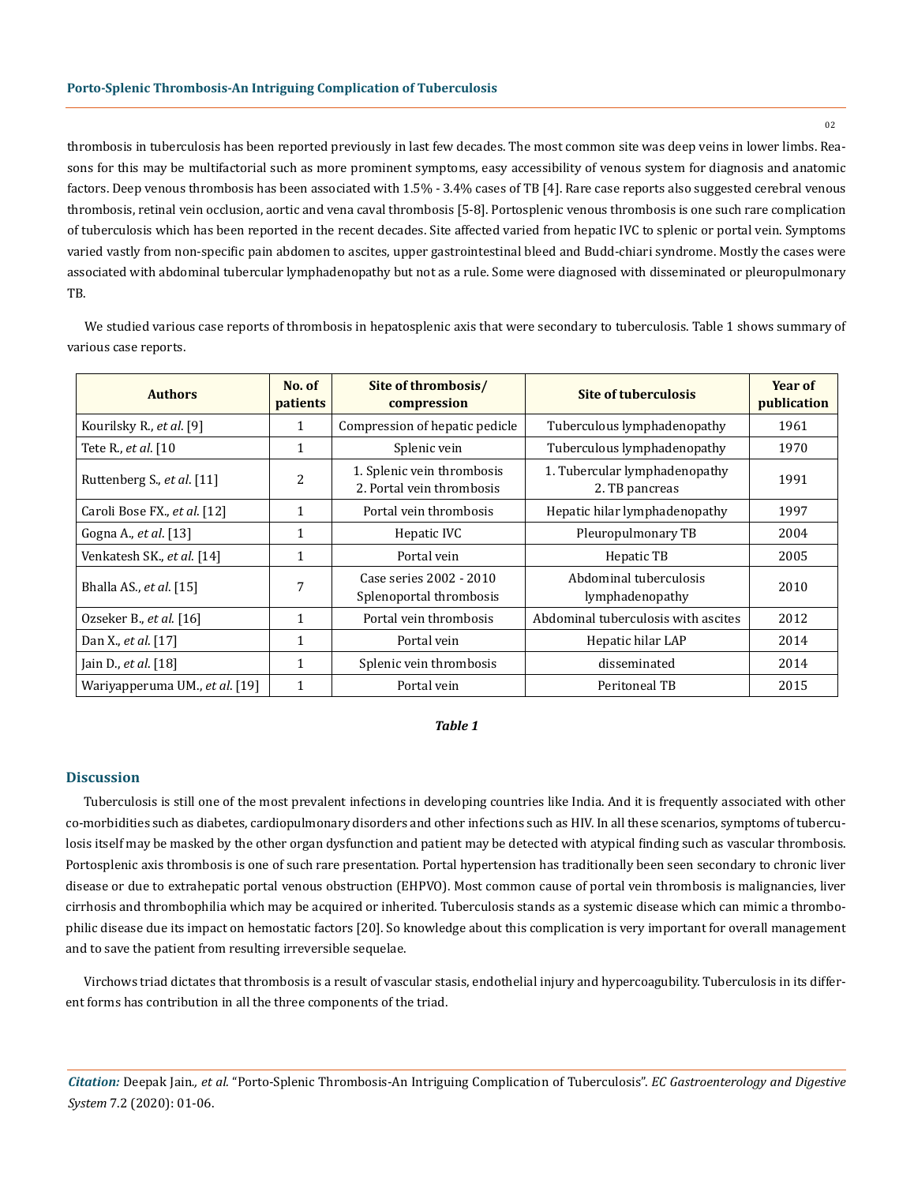thrombosis in tuberculosis has been reported previously in last few decades. The most common site was deep veins in lower limbs. Reasons for this may be multifactorial such as more prominent symptoms, easy accessibility of venous system for diagnosis and anatomic factors. Deep venous thrombosis has been associated with 1.5% - 3.4% cases of TB [4]. Rare case reports also suggested cerebral venous thrombosis, retinal vein occlusion, aortic and vena caval thrombosis [5-8]. Portosplenic venous thrombosis is one such rare complication of tuberculosis which has been reported in the recent decades. Site affected varied from hepatic IVC to splenic or portal vein. Symptoms varied vastly from non-specific pain abdomen to ascites, upper gastrointestinal bleed and Budd-chiari syndrome. Mostly the cases were associated with abdominal tubercular lymphadenopathy but not as a rule. Some were diagnosed with disseminated or pleuropulmonary TB.

We studied various case reports of thrombosis in hepatosplenic axis that were secondary to tuberculosis. Table 1 shows summary of various case reports.

| Authors | No. of patients | Site of thrombosis/ compression | Site of tuberculosis | Year of publication |
|---|---|---|---|---|
| Kourilsky R., *et al*. [9] | 1 | Compression of hepatic pedicle | Tuberculous lymphadenopathy | 1961 |
| Tete R., *et al*. [10 | 1 | Splenic vein | Tuberculous lymphadenopathy | 1970 |
| Ruttenberg S., *et al*. [11] | 2 | 1. Splenic vein thrombosis<br>2. Portal vein thrombosis | 1. Tubercular lymphadenopathy<br>2. TB pancreas | 1991 |
| Caroli Bose FX., *et al*. [12] | 1 | Portal vein thrombosis | Hepatic hilar lymphadenopathy | 1997 |
| Gogna A., *et al*. [13] | 1 | Hepatic IVC | Pleuropulmonary TB | 2004 |
| Venkatesh SK., *et al*. [14] | 1 | Portal vein | Hepatic TB | 2005 |
| Bhalla AS., *et al*. [15] | 7 | Case series 2002 - 2010<br>Splenoportal thrombosis | Abdominal tuberculosis lymphadenopathy | 2010 |
| Ozseker B., *et al*. [16] | 1 | Portal vein thrombosis | Abdominal tuberculosis with ascites | 2012 |
| Dan X., *et al*. [17] | 1 | Portal vein | Hepatic hilar LAP | 2014 |
| Jain D., *et al*. [18] | 1 | Splenic vein thrombosis | disseminated | 2014 |
| Wariyapperuma UM., *et al*. [19] | 1 | Portal vein | Peritoneal TB | 2015 |

***Table 1***

## Discussion

Tuberculosis is still one of the most prevalent infections in developing countries like India. And it is frequently associated with other co-morbidities such as diabetes, cardiopulmonary disorders and other infections such as HIV. In all these scenarios, symptoms of tuberculosis itself may be masked by the other organ dysfunction and patient may be detected with atypical finding such as vascular thrombosis. Portosplenic axis thrombosis is one of such rare presentation. Portal hypertension has traditionally been seen secondary to chronic liver disease or due to extrahepatic portal venous obstruction (EHPVO). Most common cause of portal vein thrombosis is malignancies, liver cirrhosis and thrombophilia which may be acquired or inherited. Tuberculosis stands as a systemic disease which can mimic a thrombophilic disease due its impact on hemostatic factors [20]. So knowledge about this complication is very important for overall management and to save the patient from resulting irreversible sequelae.

Virchows triad dictates that thrombosis is a result of vascular stasis, endothelial injury and hypercoagubility. Tuberculosis in its different forms has contribution in all the three components of the triad.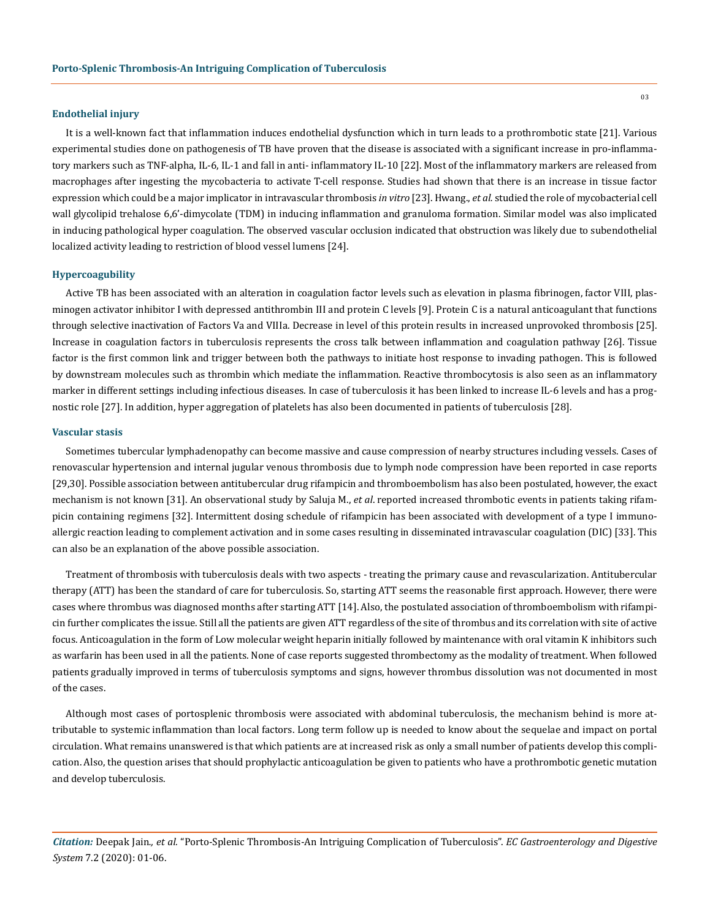### Endothelial injury

It is a well-known fact that inflammation induces endothelial dysfunction which in turn leads to a prothrombotic state [21]. Various experimental studies done on pathogenesis of TB have proven that the disease is associated with a significant increase in pro-inflammatory markers such as TNF-alpha, IL-6, IL-1 and fall in anti- inflammatory IL-10 [22]. Most of the inflammatory markers are released from macrophages after ingesting the mycobacteria to activate T-cell response. Studies had shown that there is an increase in tissue factor expression which could be a major implicator in intravascular thrombosis *in vitro* [23]. Hwang., *et al.* studied the role of mycobacterial cell wall glycolipid trehalose 6,6'-dimycolate (TDM) in inducing inflammation and granuloma formation. Similar model was also implicated in inducing pathological hyper coagulation. The observed vascular occlusion indicated that obstruction was likely due to subendothelial localized activity leading to restriction of blood vessel lumens [24].

### Hypercoagubility

Active TB has been associated with an alteration in coagulation factor levels such as elevation in plasma fibrinogen, factor VIII, plasminogen activator inhibitor I with depressed antithrombin III and protein C levels [9]. Protein C is a natural anticoagulant that functions through selective inactivation of Factors Va and VIIIa. Decrease in level of this protein results in increased unprovoked thrombosis [25]. Increase in coagulation factors in tuberculosis represents the cross talk between inflammation and coagulation pathway [26]. Tissue factor is the first common link and trigger between both the pathways to initiate host response to invading pathogen. This is followed by downstream molecules such as thrombin which mediate the inflammation. Reactive thrombocytosis is also seen as an inflammatory marker in different settings including infectious diseases. In case of tuberculosis it has been linked to increase IL-6 levels and has a prognostic role [27]. In addition, hyper aggregation of platelets has also been documented in patients of tuberculosis [28].

### Vascular stasis

Sometimes tubercular lymphadenopathy can become massive and cause compression of nearby structures including vessels. Cases of renovascular hypertension and internal jugular venous thrombosis due to lymph node compression have been reported in case reports [29,30]. Possible association between antitubercular drug rifampicin and thromboembolism has also been postulated, however, the exact mechanism is not known [31]. An observational study by Saluja M., *et al*. reported increased thrombotic events in patients taking rifampicin containing regimens [32]. Intermittent dosing schedule of rifampicin has been associated with development of a type I immuno-allergic reaction leading to complement activation and in some cases resulting in disseminated intravascular coagulation (DIC) [33]. This can also be an explanation of the above possible association.

Treatment of thrombosis with tuberculosis deals with two aspects - treating the primary cause and revascularization. Antitubercular therapy (ATT) has been the standard of care for tuberculosis. So, starting ATT seems the reasonable first approach. However, there were cases where thrombus was diagnosed months after starting ATT [14]. Also, the postulated association of thromboembolism with rifampicin further complicates the issue. Still all the patients are given ATT regardless of the site of thrombus and its correlation with site of active focus. Anticoagulation in the form of Low molecular weight heparin initially followed by maintenance with oral vitamin K inhibitors such as warfarin has been used in all the patients. None of case reports suggested thrombectomy as the modality of treatment. When followed patients gradually improved in terms of tuberculosis symptoms and signs, however thrombus dissolution was not documented in most of the cases.

Although most cases of portosplenic thrombosis were associated with abdominal tuberculosis, the mechanism behind is more attributable to systemic inflammation than local factors. Long term follow up is needed to know about the sequelae and impact on portal circulation. What remains unanswered is that which patients are at increased risk as only a small number of patients develop this complication. Also, the question arises that should prophylactic anticoagulation be given to patients who have a prothrombotic genetic mutation and develop tuberculosis.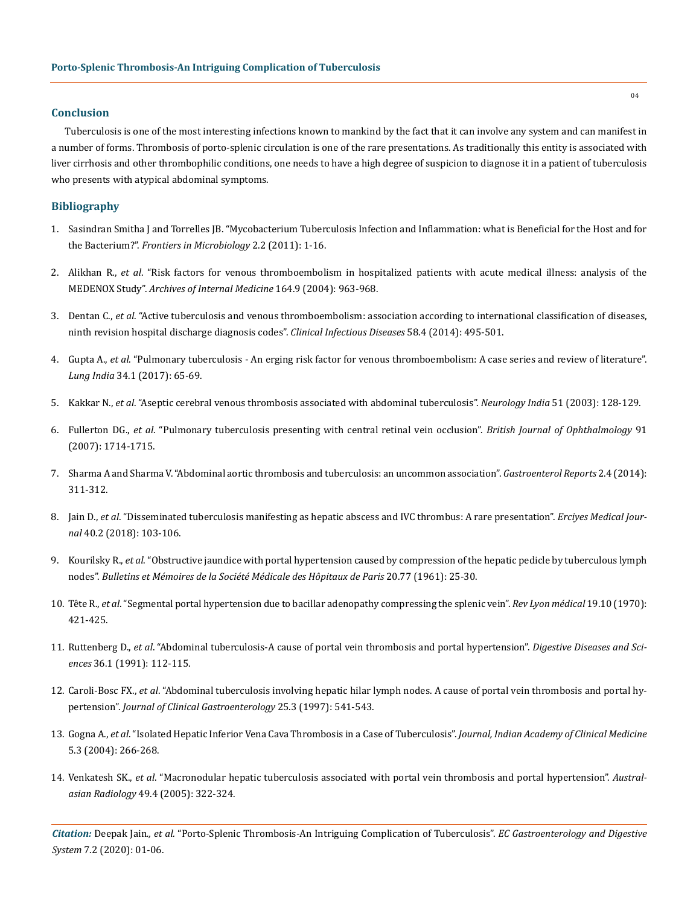## Conclusion

Tuberculosis is one of the most interesting infections known to mankind by the fact that it can involve any system and can manifest in a number of forms. Thrombosis of porto-splenic circulation is one of the rare presentations. As traditionally this entity is associated with liver cirrhosis and other thrombophilic conditions, one needs to have a high degree of suspicion to diagnose it in a patient of tuberculosis who presents with atypical abdominal symptoms.

## Bibliography

1. Sasindran Smitha J and Torrelles JB. "Mycobacterium Tuberculosis Infection and Inflammation: what is Beneficial for the Host and for the Bacterium?". *Frontiers in Microbiology* 2.2 (2011): 1-16.
2. Alikhan R., *et al*. "Risk factors for venous thromboembolism in hospitalized patients with acute medical illness: analysis of the MEDENOX Study". *Archives of Internal Medicine* 164.9 (2004): 963-968.
3. Dentan C., *et al*. "Active tuberculosis and venous thromboembolism: association according to international classification of diseases, ninth revision hospital discharge diagnosis codes". *Clinical Infectious Diseases* 58.4 (2014): 495-501.
4. Gupta A., *et al*. "Pulmonary tuberculosis - An erging risk factor for venous thromboembolism: A case series and review of literature". *Lung India* 34.1 (2017): 65-69.
5. Kakkar N., *et al*. "Aseptic cerebral venous thrombosis associated with abdominal tuberculosis". *Neurology India* 51 (2003): 128-129.
6. Fullerton DG., *et al*. "Pulmonary tuberculosis presenting with central retinal vein occlusion". *British Journal of Ophthalmology* 91 (2007): 1714-1715.
7. Sharma A and Sharma V. "Abdominal aortic thrombosis and tuberculosis: an uncommon association". *Gastroenterol Reports* 2.4 (2014): 311-312.
8. Jain D., *et al*. "Disseminated tuberculosis manifesting as hepatic abscess and IVC thrombus: A rare presentation". *Erciyes Medical Journal* 40.2 (2018): 103-106.
9. Kourilsky R., *et al*. "Obstructive jaundice with portal hypertension caused by compression of the hepatic pedicle by tuberculous lymph nodes". *Bulletins et Mémoires de la Société Médicale des Hôpitaux de Paris* 20.77 (1961): 25-30.
10. Tête R., *et al*. "Segmental portal hypertension due to bacillar adenopathy compressing the splenic vein". *Rev Lyon médical* 19.10 (1970): 421-425.
11. Ruttenberg D., *et al*. "Abdominal tuberculosis-A cause of portal vein thrombosis and portal hypertension". *Digestive Diseases and Sciences* 36.1 (1991): 112-115.
12. Caroli-Bosc FX., *et al*. "Abdominal tuberculosis involving hepatic hilar lymph nodes. A cause of portal vein thrombosis and portal hypertension". *Journal of Clinical Gastroenterology* 25.3 (1997): 541-543.
13. Gogna A., *et al*. "Isolated Hepatic Inferior Vena Cava Thrombosis in a Case of Tuberculosis". *Journal, Indian Academy of Clinical Medicine* 5.3 (2004): 266-268.
14. Venkatesh SK., *et al*. "Macronodular hepatic tuberculosis associated with portal vein thrombosis and portal hypertension". *Australasian Radiology* 49.4 (2005): 322-324.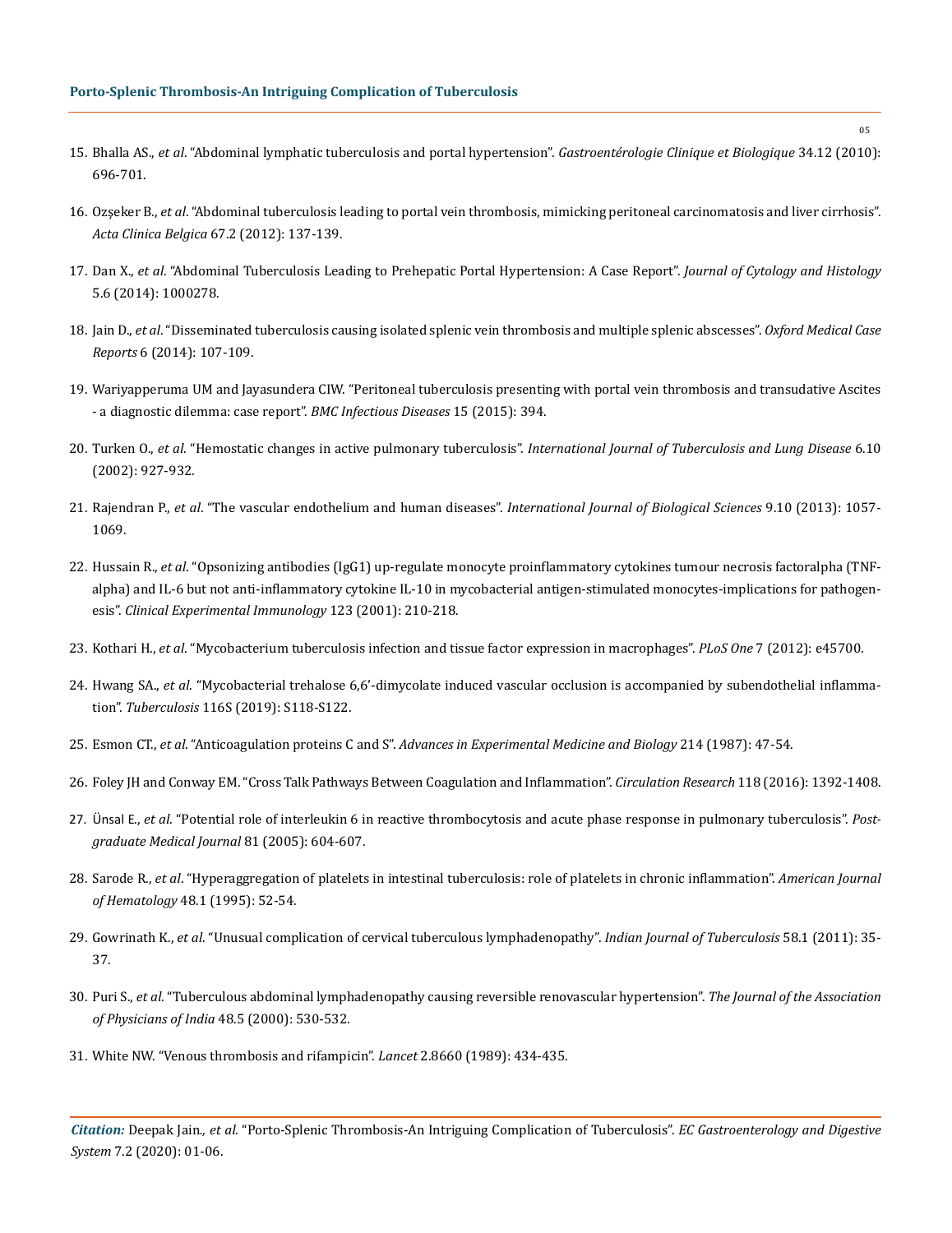15. Bhalla AS., *et al*. "Abdominal lymphatic tuberculosis and portal hypertension". *Gastroentérologie Clinique et Biologique* 34.12 (2010): 696-701.

16. Ozşeker B., *et al*. "Abdominal tuberculosis leading to portal vein thrombosis, mimicking peritoneal carcinomatosis and liver cirrhosis". *Acta Clinica Belgica* 67.2 (2012): 137-139.

17. Dan X., *et al*. "Abdominal Tuberculosis Leading to Prehepatic Portal Hypertension: A Case Report". *Journal of Cytology and Histology* 5.6 (2014): 1000278.

18. Jain D., *et al*. "Disseminated tuberculosis causing isolated splenic vein thrombosis and multiple splenic abscesses". *Oxford Medical Case Reports* 6 (2014): 107-109.

19. Wariyapperuma UM and Jayasundera CIW. "Peritoneal tuberculosis presenting with portal vein thrombosis and transudative Ascites - a diagnostic dilemma: case report". *BMC Infectious Diseases* 15 (2015): 394.

20. Turken O., *et al*. "Hemostatic changes in active pulmonary tuberculosis". *International Journal of Tuberculosis and Lung Disease* 6.10 (2002): 927-932.

21. Rajendran P., *et al*. "The vascular endothelium and human diseases". *International Journal of Biological Sciences* 9.10 (2013): 1057-1069.

22. Hussain R., *et al*. "Opsonizing antibodies (IgG1) up-regulate monocyte proinflammatory cytokines tumour necrosis factoralpha (TNF-alpha) and IL-6 but not anti-inflammatory cytokine IL-10 in mycobacterial antigen-stimulated monocytes-implications for pathogenesis". *Clinical Experimental Immunology* 123 (2001): 210-218.

23. Kothari H., *et al*. "Mycobacterium tuberculosis infection and tissue factor expression in macrophages". *PLoS One* 7 (2012): e45700.

24. Hwang SA., *et al*. "Mycobacterial trehalose 6,6'-dimycolate induced vascular occlusion is accompanied by subendothelial inflammation". *Tuberculosis* 116S (2019): S118-S122.

25. Esmon CT., *et al*. "Anticoagulation proteins C and S". *Advances in Experimental Medicine and Biology* 214 (1987): 47-54.

26. Foley JH and Conway EM. "Cross Talk Pathways Between Coagulation and Inflammation". *Circulation Research* 118 (2016): 1392-1408.

27. Ünsal E., *et al*. "Potential role of interleukin 6 in reactive thrombocytosis and acute phase response in pulmonary tuberculosis". *Postgraduate Medical Journal* 81 (2005): 604-607.

28. Sarode R., *et al*. "Hyperaggregation of platelets in intestinal tuberculosis: role of platelets in chronic inflammation". *American Journal of Hematology* 48.1 (1995): 52-54.

29. Gowrinath K., *et al*. "Unusual complication of cervical tuberculous lymphadenopathy". *Indian Journal of Tuberculosis* 58.1 (2011): 35-37.

30. Puri S., *et al*. "Tuberculous abdominal lymphadenopathy causing reversible renovascular hypertension". *The Journal of the Association of Physicians of India* 48.5 (2000): 530-532.

31. White NW. "Venous thrombosis and rifampicin". *Lancet* 2.8660 (1989): 434-435.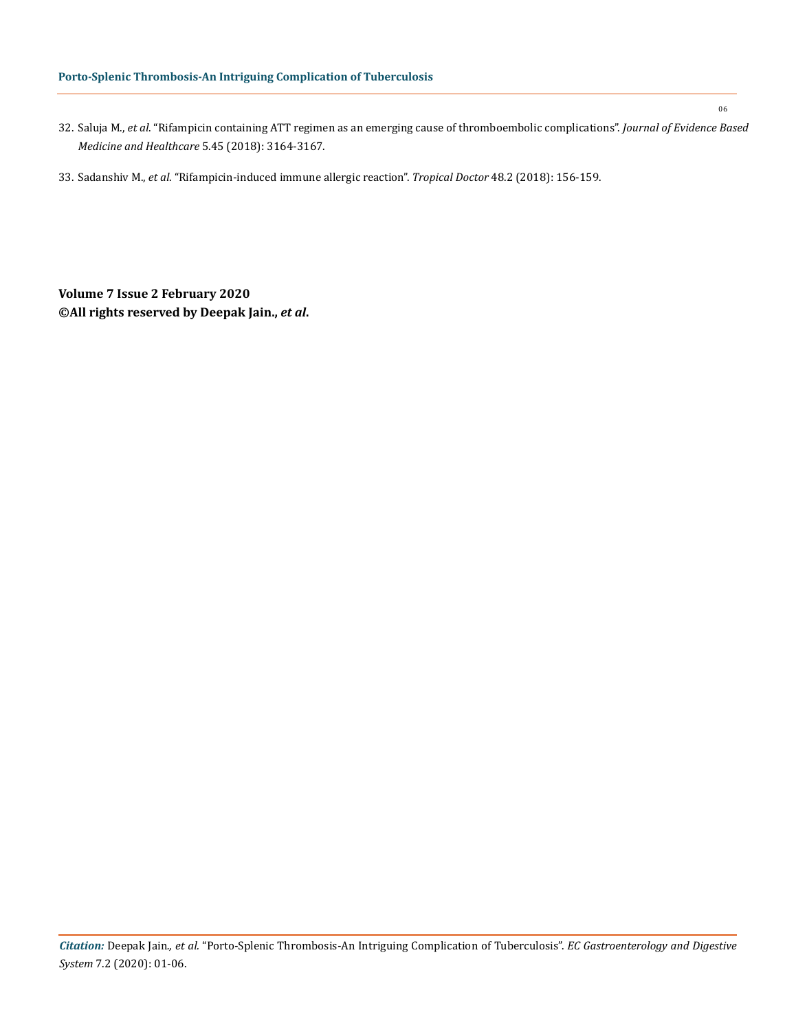32. Saluja M., *et al*. "Rifampicin containing ATT regimen as an emerging cause of thromboembolic complications". *Journal of Evidence Based Medicine and Healthcare* 5.45 (2018): 3164-3167.

33. Sadanshiv M., *et al*. "Rifampicin-induced immune allergic reaction". *Tropical Doctor* 48.2 (2018): 156-159.

**Volume 7 Issue 2 February 2020**
**©All rights reserved by Deepak Jain., *et al*.**